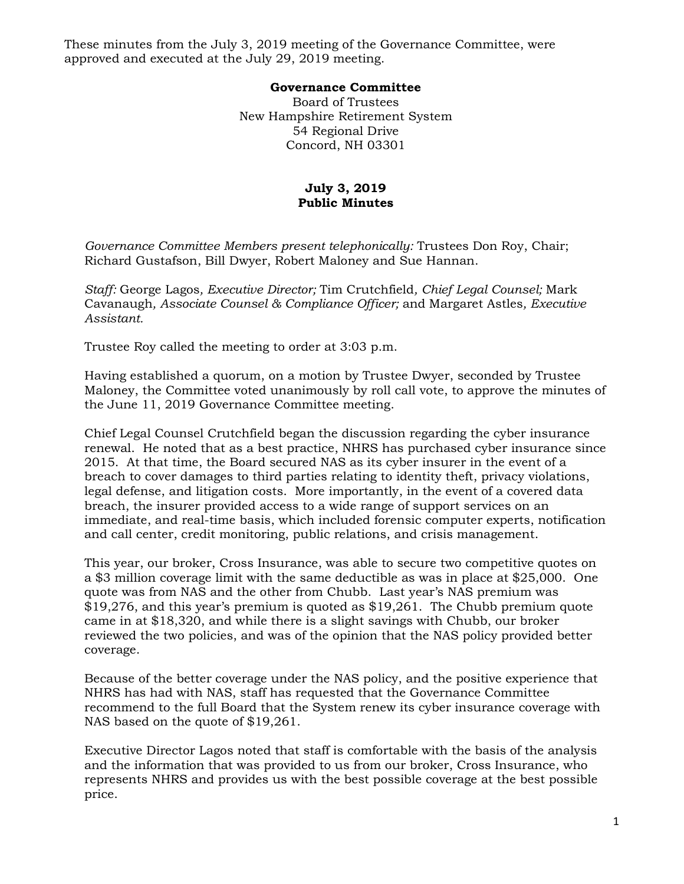These minutes from the July 3, 2019 meeting of the Governance Committee, were approved and executed at the July 29, 2019 meeting.

**Governance Committee**
Board of Trustees
New Hampshire Retirement System
54 Regional Drive
Concord, NH 03301

**July 3, 2019**
**Public Minutes**

*Governance Committee Members present telephonically:* Trustees Don Roy, Chair; Richard Gustafson, Bill Dwyer, Robert Maloney and Sue Hannan.

*Staff:* George Lagos*, Executive Director;* Tim Crutchfield*, Chief Legal Counsel;* Mark Cavanaugh*, Associate Counsel & Compliance Officer;* and Margaret Astles*, Executive Assistant.*

Trustee Roy called the meeting to order at 3:03 p.m.

Having established a quorum, on a motion by Trustee Dwyer, seconded by Trustee Maloney, the Committee voted unanimously by roll call vote, to approve the minutes of the June 11, 2019 Governance Committee meeting.

Chief Legal Counsel Crutchfield began the discussion regarding the cyber insurance renewal. He noted that as a best practice, NHRS has purchased cyber insurance since 2015. At that time, the Board secured NAS as its cyber insurer in the event of a breach to cover damages to third parties relating to identity theft, privacy violations, legal defense, and litigation costs. More importantly, in the event of a covered data breach, the insurer provided access to a wide range of support services on an immediate, and real-time basis, which included forensic computer experts, notification and call center, credit monitoring, public relations, and crisis management.

This year, our broker, Cross Insurance, was able to secure two competitive quotes on a $3 million coverage limit with the same deductible as was in place at $25,000. One quote was from NAS and the other from Chubb. Last year's NAS premium was $19,276, and this year's premium is quoted as $19,261. The Chubb premium quote came in at $18,320, and while there is a slight savings with Chubb, our broker reviewed the two policies, and was of the opinion that the NAS policy provided better coverage.

Because of the better coverage under the NAS policy, and the positive experience that NHRS has had with NAS, staff has requested that the Governance Committee recommend to the full Board that the System renew its cyber insurance coverage with NAS based on the quote of $19,261.

Executive Director Lagos noted that staff is comfortable with the basis of the analysis and the information that was provided to us from our broker, Cross Insurance, who represents NHRS and provides us with the best possible coverage at the best possible price.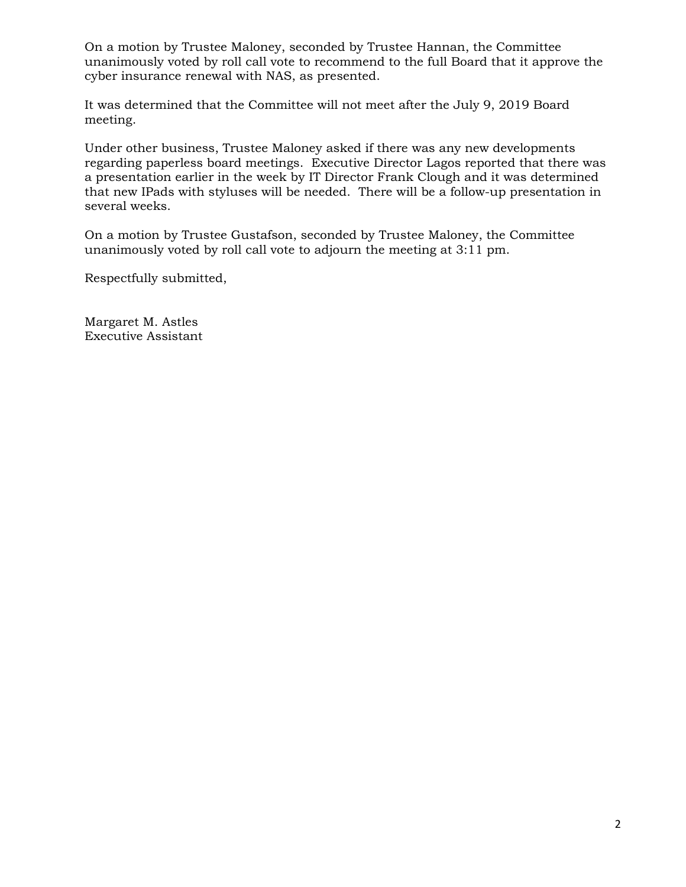On a motion by Trustee Maloney, seconded by Trustee Hannan, the Committee unanimously voted by roll call vote to recommend to the full Board that it approve the cyber insurance renewal with NAS, as presented.

It was determined that the Committee will not meet after the July 9, 2019 Board meeting.

Under other business, Trustee Maloney asked if there was any new developments regarding paperless board meetings. Executive Director Lagos reported that there was a presentation earlier in the week by IT Director Frank Clough and it was determined that new IPads with styluses will be needed. There will be a follow-up presentation in several weeks.

On a motion by Trustee Gustafson, seconded by Trustee Maloney, the Committee unanimously voted by roll call vote to adjourn the meeting at 3:11 pm.

Respectfully submitted,

Margaret M. Astles
Executive Assistant